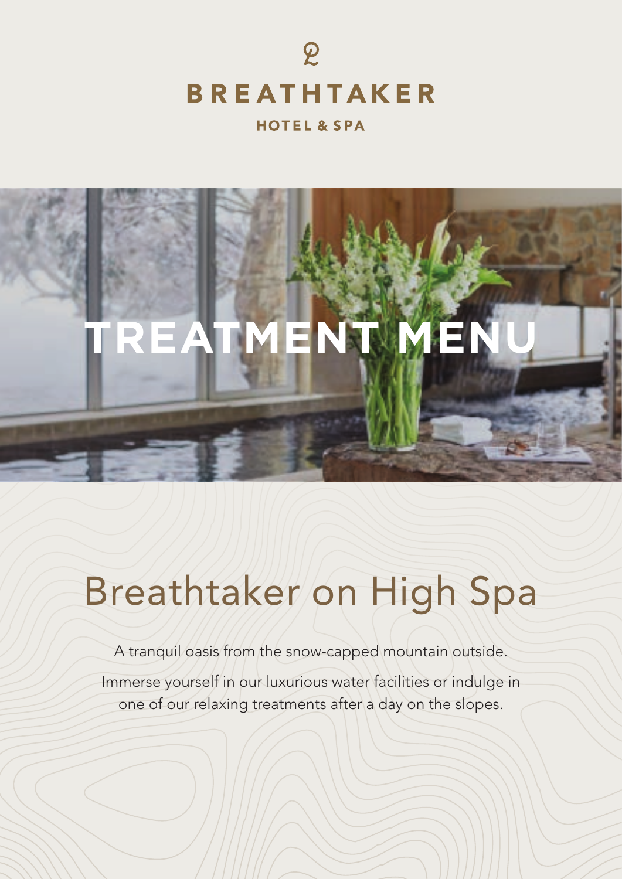**BREATHTAKER**

**HOTEL & SPA**

# TREATMENT MENU

## Breathtaker on High Spa

A tranquil oasis from the snow-capped mountain outside.

Immerse yourself in our luxurious water facilities or indulge in one of our relaxing treatments after a day on the slopes.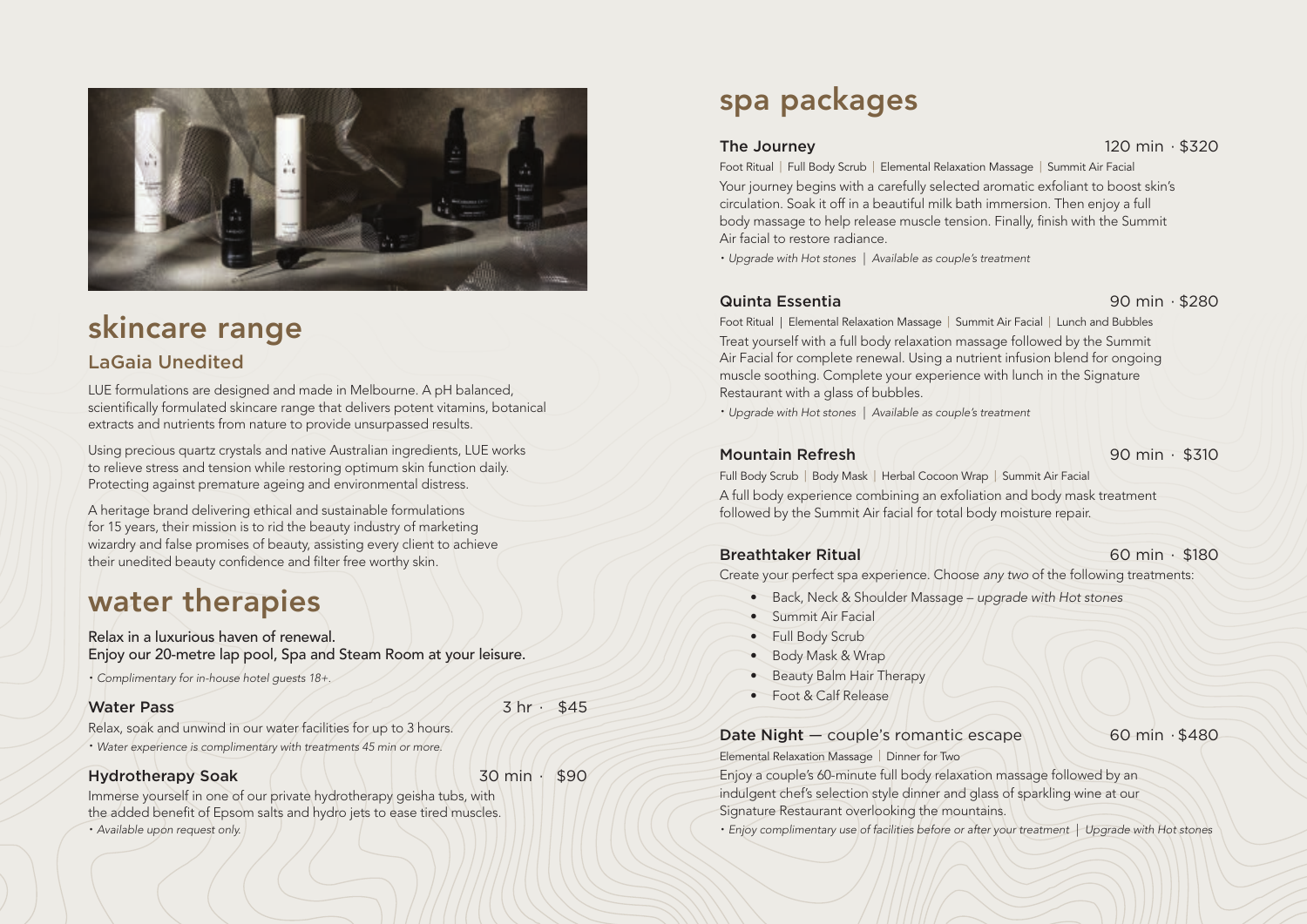## skincare range

### LaGaia Unedited

LUE formulations are designed and made in Melbourne. A pH balanced, scientifically formulated skincare range that delivers potent vitamins, botanical extracts and nutrients from nature to provide unsurpassed results.

Using precious quartz crystals and native Australian ingredients, LUE works to relieve stress and tension while restoring optimum skin function daily. Protecting against premature ageing and environmental distress.

A heritage brand delivering ethical and sustainable formulations for 15 years, their mission is to rid the beauty industry of marketing wizardry and false promises of beauty, assisting every client to achieve their unedited beauty confidence and filter free worthy skin.

## water therapies

Relax in a luxurious haven of renewal.
Enjoy our 20-metre lap pool, Spa and Steam Room at your leisure.

*• Complimentary for in-house hotel guests 18+.*

**Water Pass** 3 hr · $45

Relax, soak and unwind in our water facilities for up to 3 hours.

*• Water experience is complimentary with treatments 45 min or more.*

**Hydrotherapy Soak** 30 min · $90

Immerse yourself in one of our private hydrotherapy geisha tubs, with the added benefit of Epsom salts and hydro jets to ease tired muscles.

*• Available upon request only.*

## spa packages

**The Journey** 120 min · $320

Foot Ritual | Full Body Scrub | Elemental Relaxation Massage | Summit Air Facial

Your journey begins with a carefully selected aromatic exfoliant to boost skin's circulation. Soak it off in a beautiful milk bath immersion. Then enjoy a full body massage to help release muscle tension. Finally, finish with the Summit Air facial to restore radiance.

*• Upgrade with Hot stones | Available as couple's treatment*

**Quinta Essentia** 90 min · $280

Foot Ritual | Elemental Relaxation Massage | Summit Air Facial | Lunch and Bubbles

Treat yourself with a full body relaxation massage followed by the Summit Air Facial for complete renewal. Using a nutrient infusion blend for ongoing muscle soothing. Complete your experience with lunch in the Signature Restaurant with a glass of bubbles.

*• Upgrade with Hot stones | Available as couple's treatment*

**Mountain Refresh** 90 min · $310

Full Body Scrub | Body Mask | Herbal Cocoon Wrap | Summit Air Facial

A full body experience combining an exfoliation and body mask treatment followed by the Summit Air facial for total body moisture repair.

**Breathtaker Ritual** 60 min · $180

Create your perfect spa experience. Choose *any two* of the following treatments:

- Back, Neck & Shoulder Massage – *upgrade with Hot stones*
- Summit Air Facial
- Full Body Scrub
- Body Mask & Wrap
- Beauty Balm Hair Therapy
- Foot & Calf Release

**Date Night** — couple's romantic escape 60 min · $480

Elemental Relaxation Massage | Dinner for Two

Enjoy a couple's 60-minute full body relaxation massage followed by an indulgent chef's selection style dinner and glass of sparkling wine at our Signature Restaurant overlooking the mountains.

*• Enjoy complimentary use of facilities before or after your treatment | Upgrade with Hot stones*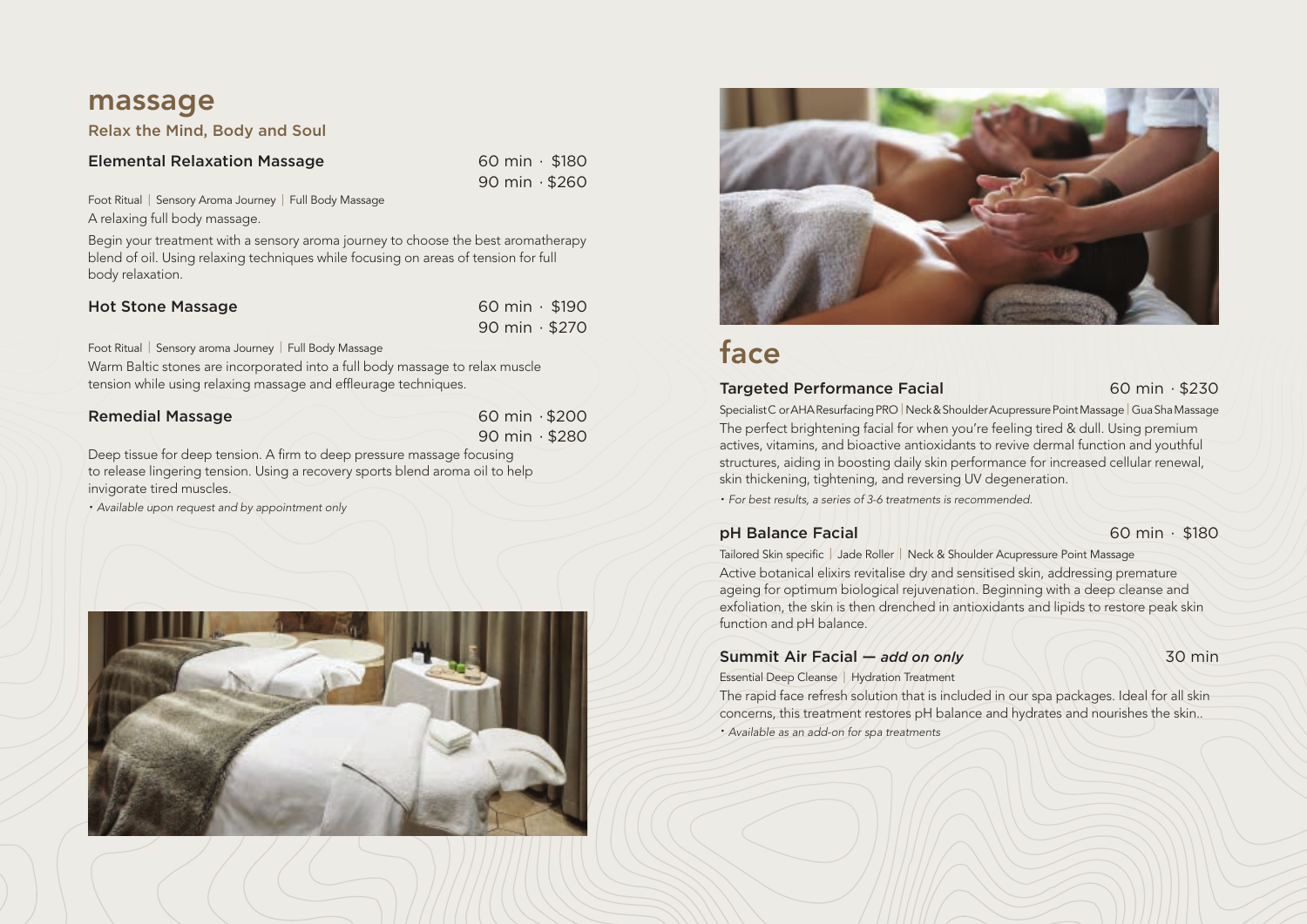# massage

### Relax the Mind, Body and Soul

### Elemental Relaxation Massage

60 min · $180
90 min · $260

Foot Ritual | Sensory Aroma Journey | Full Body Massage

A relaxing full body massage.

Begin your treatment with a sensory aroma journey to choose the best aromatherapy blend of oil. Using relaxing techniques while focusing on areas of tension for full body relaxation.

### Hot Stone Massage

60 min · $190
90 min · $270

Foot Ritual | Sensory aroma Journey | Full Body Massage

Warm Baltic stones are incorporated into a full body massage to relax muscle tension while using relaxing massage and effleurage techniques.

### Remedial Massage

60 min · $200
90 min · $280

Deep tissue for deep tension. A firm to deep pressure massage focusing to release lingering tension. Using a recovery sports blend aroma oil to help invigorate tired muscles.

*• Available upon request and by appointment only*

# face

### Targeted Performance Facial

60 min · $230

Specialist C or AHA Resurfacing PRO | Neck & Shoulder Acupressure Point Massage | Gua Sha Massage

The perfect brightening facial for when you're feeling tired & dull. Using premium actives, vitamins, and bioactive antioxidants to revive dermal function and youthful structures, aiding in boosting daily skin performance for increased cellular renewal, skin thickening, tightening, and reversing UV degeneration.

*• For best results, a series of 3-6 treatments is recommended.*

### pH Balance Facial

60 min · $180

Tailored Skin specific | Jade Roller | Neck & Shoulder Acupressure Point Massage

Active botanical elixirs revitalise dry and sensitised skin, addressing premature ageing for optimum biological rejuvenation. Beginning with a deep cleanse and exfoliation, the skin is then drenched in antioxidants and lipids to restore peak skin function and pH balance.

### Summit Air Facial — *add on only*

30 min

Essential Deep Cleanse | Hydration Treatment

The rapid face refresh solution that is included in our spa packages. Ideal for all skin concerns, this treatment restores pH balance and hydrates and nourishes the skin..

*• Available as an add-on for spa treatments*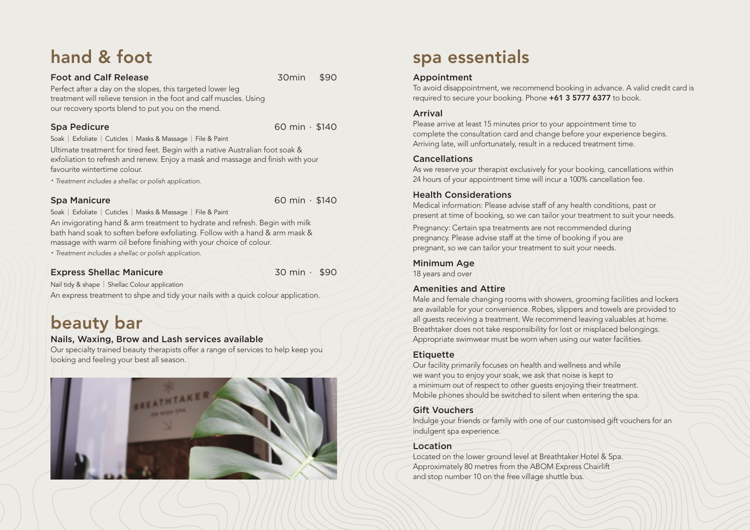# hand & foot

### Foot and Calf Release — 30min $90

Perfect after a day on the slopes, this targeted lower leg treatment will relieve tension in the foot and calf muscles. Using our recovery sports blend to put you on the mend.

### Spa Pedicure — 60 min · $140

Soak | Exfoliate | Cuticles | Masks & Massage | File & Paint

Ultimate treatment for tired feet. Begin with a native Australian foot soak & exfoliation to refresh and renew. Enjoy a mask and massage and finish with your favourite wintertime colour.

*• Treatment includes a shellac or polish application.*

### Spa Manicure — 60 min · $140

Soak | Exfoliate | Cuticles | Masks & Massage | File & Paint

An invigorating hand & arm treatment to hydrate and refresh. Begin with milk bath hand soak to soften before exfoliating. Follow with a hand & arm mask & massage with warm oil before finishing with your choice of colour.

*• Treatment includes a shellac or polish application.*

### Express Shellac Manicure — 30 min · $90

Nail tidy & shape | Shellac Colour application

An express treatment to shpe and tidy your nails with a quick colour application.

# beauty bar

### Nails, Waxing, Brow and Lash services available

Our specialty trained beauty therapists offer a range of services to help keep you looking and feeling your best all season.

# spa essentials

### Appointment

To avoid disappointment, we recommend booking in advance. A valid credit card is required to secure your booking. Phone **+61 3 5777 6377** to book.

### Arrival

Please arrive at least 15 minutes prior to your appointment time to complete the consultation card and change before your experience begins. Arriving late, will unfortunately, result in a reduced treatment time.

### Cancellations

As we reserve your therapist exclusively for your booking, cancellations within 24 hours of your appointment time will incur a 100% cancellation fee.

### Health Considerations

Medical information: Please advise staff of any health conditions, past or present at time of booking, so we can tailor your treatment to suit your needs.

Pregnancy: Certain spa treatments are not recommended during pregnancy. Please advise staff at the time of booking if you are pregnant, so we can tailor your treatment to suit your needs.

### Minimum Age

18 years and over

### Amenities and Attire

Male and female changing rooms with showers, grooming facilities and lockers are available for your convenience. Robes, slippers and towels are provided to all guests receiving a treatment. We recommend leaving valuables at home. Breathtaker does not take responsibility for lost or misplaced belongings. Appropriate swimwear must be worn when using our water facilities.

### Etiquette

Our facility primarily focuses on health and wellness and while we want you to enjoy your soak, we ask that noise is kept to a minimum out of respect to other guests enjoying their treatment. Mobile phones should be switched to silent when entering the spa.

### Gift Vouchers

Indulge your friends or family with one of our customised gift vouchers for an indulgent spa experience.

### Location

Located on the lower ground level at Breathtaker Hotel & Spa. Approximately 80 metres from the ABOM Express Chairlift and stop number 10 on the free village shuttle bus.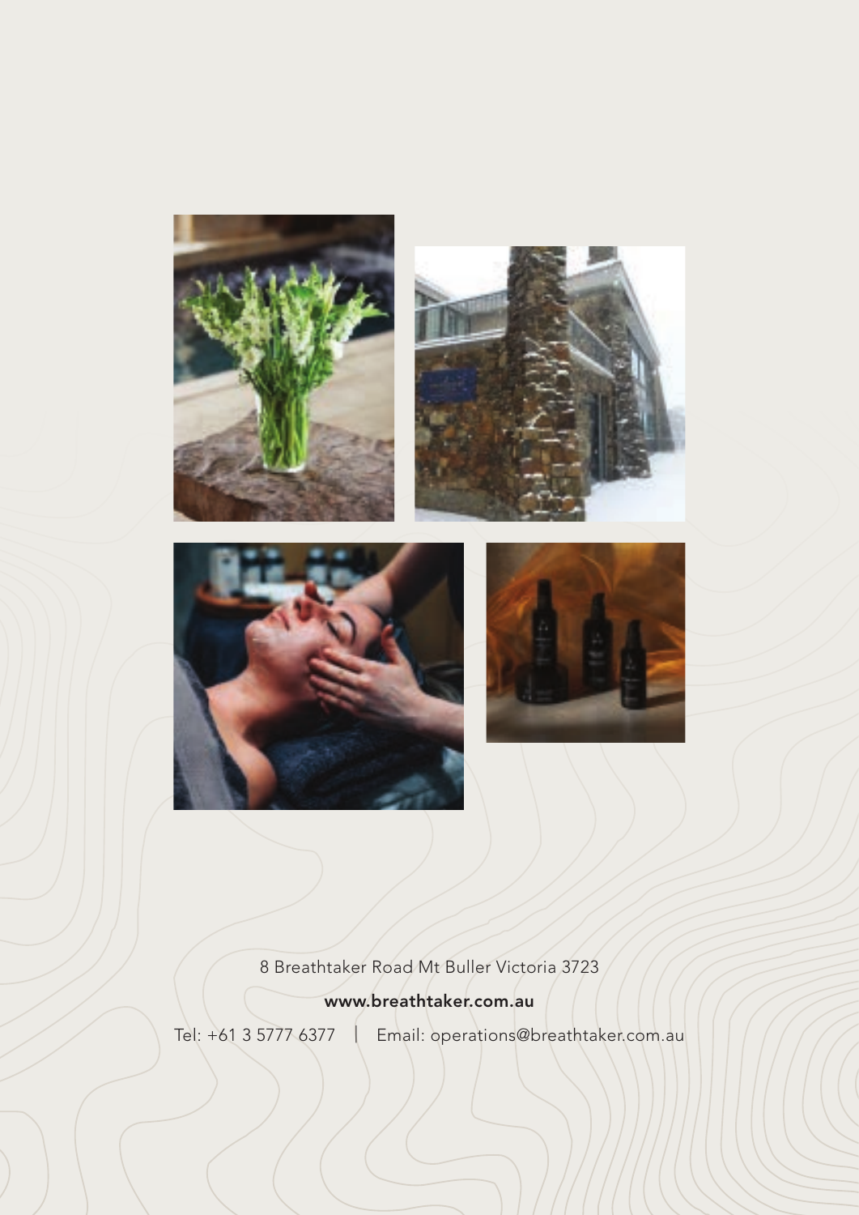8 Breathtaker Road Mt Buller Victoria 3723

**www.breathtaker.com.au**

Tel: +61 3 5777 6377 | Email: operations@breathtaker.com.au